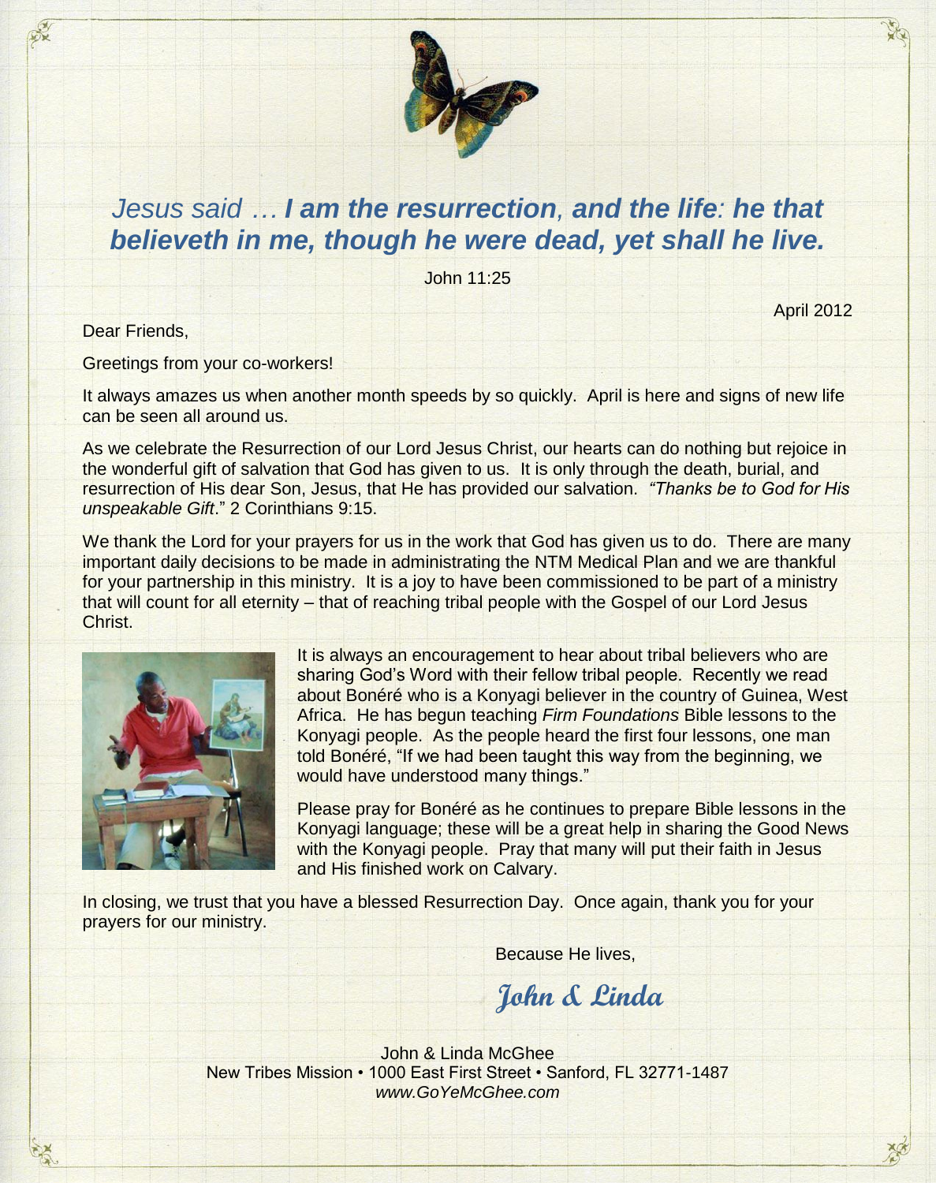*Jesus said … **I am the resurrection, and the life: he that believeth in me, though he were dead, yet shall he live.***

John 11:25

April 2012

Dear Friends,

Greetings from your co-workers!

It always amazes us when another month speeds by so quickly. April is here and signs of new life can be seen all around us.

As we celebrate the Resurrection of our Lord Jesus Christ, our hearts can do nothing but rejoice in the wonderful gift of salvation that God has given to us. It is only through the death, burial, and resurrection of His dear Son, Jesus, that He has provided our salvation. *"Thanks be to God for His unspeakable Gift*." 2 Corinthians 9:15.

We thank the Lord for your prayers for us in the work that God has given us to do. There are many important daily decisions to be made in administrating the NTM Medical Plan and we are thankful for your partnership in this ministry. It is a joy to have been commissioned to be part of a ministry that will count for all eternity – that of reaching tribal people with the Gospel of our Lord Jesus Christ.

It is always an encouragement to hear about tribal believers who are sharing God's Word with their fellow tribal people. Recently we read about Bonéré who is a Konyagi believer in the country of Guinea, West Africa. He has begun teaching *Firm Foundations* Bible lessons to the Konyagi people. As the people heard the first four lessons, one man told Bonéré, "If we had been taught this way from the beginning, we would have understood many things."

Please pray for Bonéré as he continues to prepare Bible lessons in the Konyagi language; these will be a great help in sharing the Good News with the Konyagi people. Pray that many will put their faith in Jesus and His finished work on Calvary.

In closing, we trust that you have a blessed Resurrection Day. Once again, thank you for your prayers for our ministry.

Because He lives,

*John & Linda*

John & Linda McGhee
New Tribes Mission • 1000 East First Street • Sanford, FL 32771-1487
*www.GoYeMcGhee.com*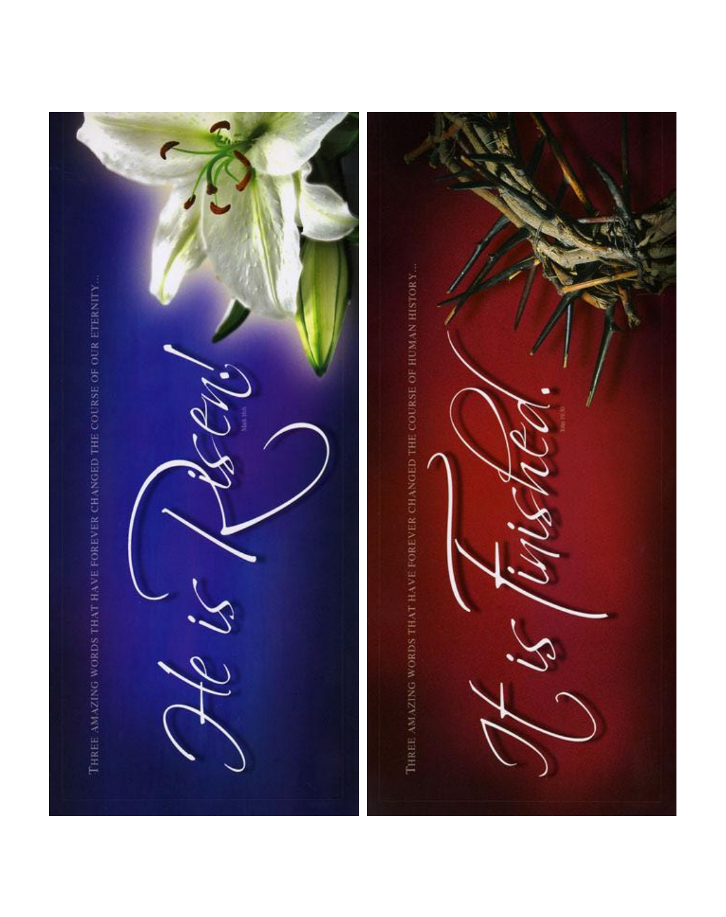THREE AMAZING WORDS THAT HAVE FOREVER CHANGED THE COURSE OF OUR ETERNITY...

He is Risen!

Mark 16:6

THREE AMAZING WORDS THAT HAVE FOREVER CHANGED THE COURSE OF HUMAN HISTORY...

It is Finished.

John 19:30